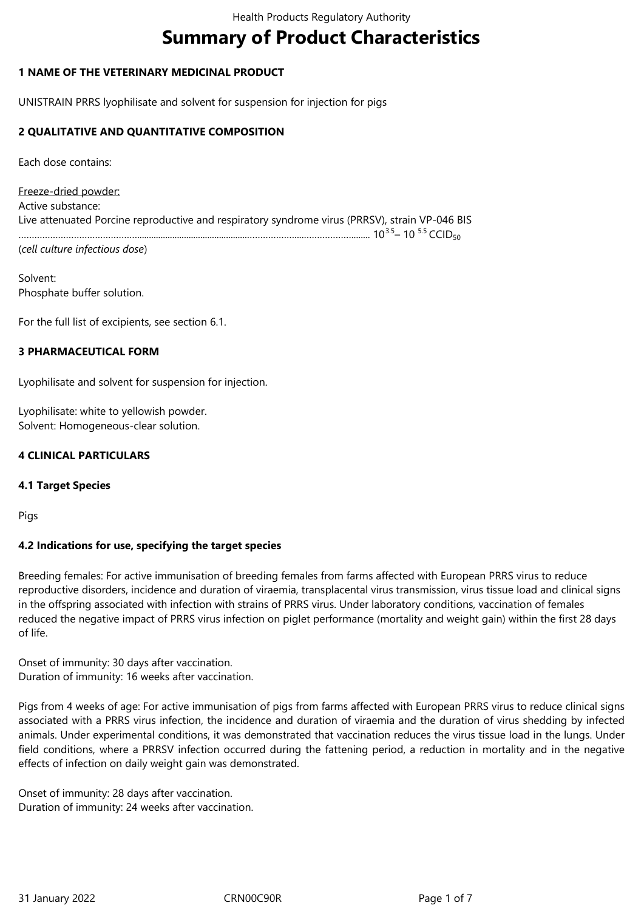# Summary of Product Characteristics

## 1 NAME OF THE VETERINARY MEDICINAL PRODUCT

UNISTRAIN PRRS lyophilisate and solvent for suspension for injection for pigs

## 2 QUALITATIVE AND QUANTITATIVE COMPOSITION

Each dose contains:

Freeze-dried powder:
Active substance:
Live attenuated Porcine reproductive and respiratory syndrome virus (PRRSV), strain VP-046 BIS
........................................................................................................................................ $10^{3.5}$– $10^{5.5}$ $CCID_{50}$
(*cell culture infectious dose*)

Solvent:
Phosphate buffer solution.

For the full list of excipients, see section 6.1.

## 3 PHARMACEUTICAL FORM

Lyophilisate and solvent for suspension for injection.

Lyophilisate: white to yellowish powder.
Solvent: Homogeneous-clear solution.

## 4 CLINICAL PARTICULARS

### 4.1 Target Species

Pigs

### 4.2 Indications for use, specifying the target species

Breeding females: For active immunisation of breeding females from farms affected with European PRRS virus to reduce reproductive disorders, incidence and duration of viraemia, transplacental virus transmission, virus tissue load and clinical signs in the offspring associated with infection with strains of PRRS virus. Under laboratory conditions, vaccination of females reduced the negative impact of PRRS virus infection on piglet performance (mortality and weight gain) within the first 28 days of life.

Onset of immunity: 30 days after vaccination.
Duration of immunity: 16 weeks after vaccination.

Pigs from 4 weeks of age: For active immunisation of pigs from farms affected with European PRRS virus to reduce clinical signs associated with a PRRS virus infection, the incidence and duration of viraemia and the duration of virus shedding by infected animals. Under experimental conditions, it was demonstrated that vaccination reduces the virus tissue load in the lungs. Under field conditions, where a PRRSV infection occurred during the fattening period, a reduction in mortality and in the negative effects of infection on daily weight gain was demonstrated.

Onset of immunity: 28 days after vaccination.
Duration of immunity: 24 weeks after vaccination.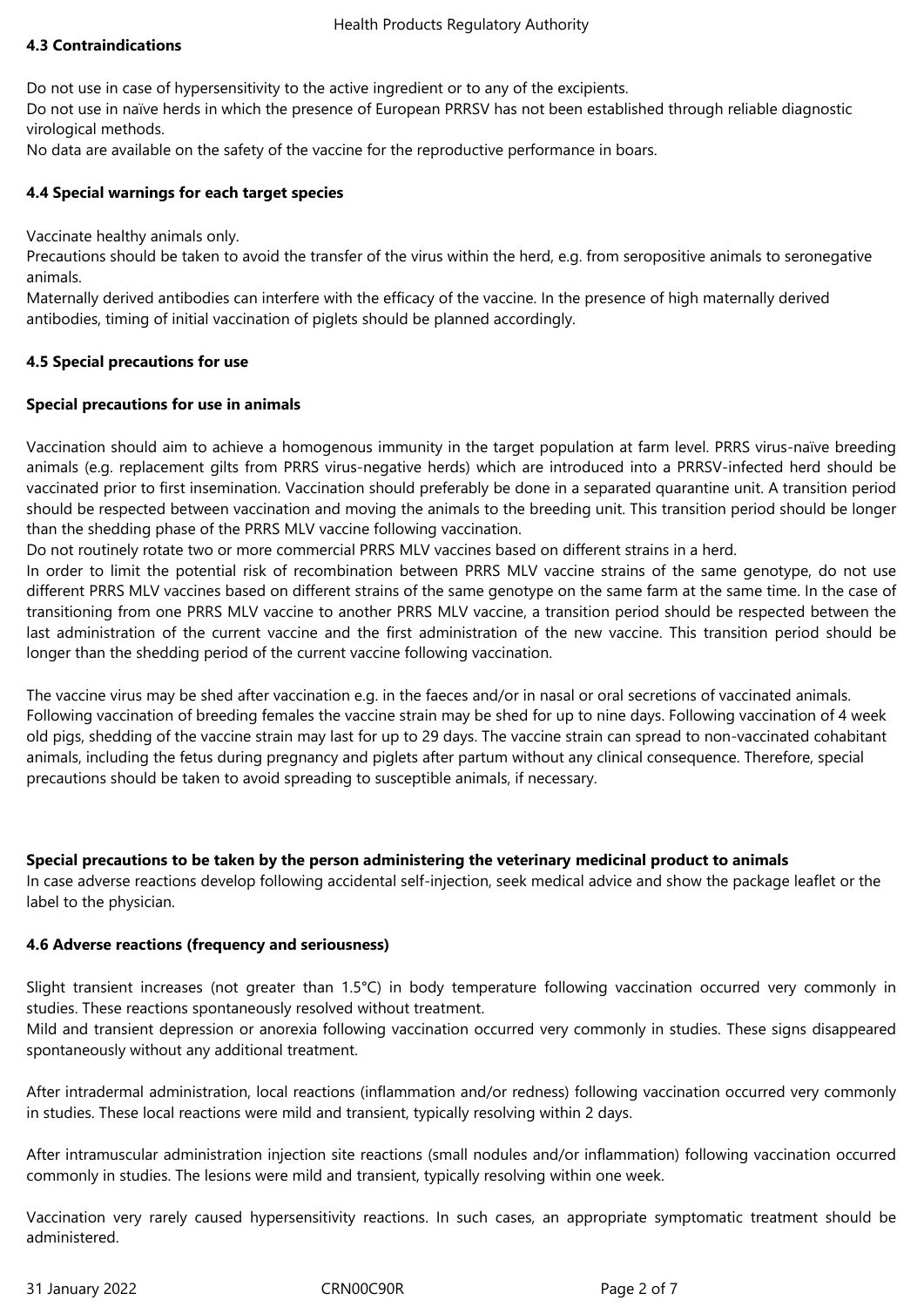**4.3 Contraindications**

Do not use in case of hypersensitivity to the active ingredient or to any of the excipients.
Do not use in naïve herds in which the presence of European PRRSV has not been established through reliable diagnostic virological methods.
No data are available on the safety of the vaccine for the reproductive performance in boars.

**4.4 Special warnings for each target species**

Vaccinate healthy animals only.
Precautions should be taken to avoid the transfer of the virus within the herd, e.g. from seropositive animals to seronegative animals.
Maternally derived antibodies can interfere with the efficacy of the vaccine. In the presence of high maternally derived antibodies, timing of initial vaccination of piglets should be planned accordingly.

**4.5 Special precautions for use**

**Special precautions for use in animals**

Vaccination should aim to achieve a homogenous immunity in the target population at farm level. PRRS virus-naïve breeding animals (e.g. replacement gilts from PRRS virus-negative herds) which are introduced into a PRRSV-infected herd should be vaccinated prior to first insemination. Vaccination should preferably be done in a separated quarantine unit. A transition period should be respected between vaccination and moving the animals to the breeding unit. This transition period should be longer than the shedding phase of the PRRS MLV vaccine following vaccination.
Do not routinely rotate two or more commercial PRRS MLV vaccines based on different strains in a herd.
In order to limit the potential risk of recombination between PRRS MLV vaccine strains of the same genotype, do not use different PRRS MLV vaccines based on different strains of the same genotype on the same farm at the same time. In the case of transitioning from one PRRS MLV vaccine to another PRRS MLV vaccine, a transition period should be respected between the last administration of the current vaccine and the first administration of the new vaccine. This transition period should be longer than the shedding period of the current vaccine following vaccination.

The vaccine virus may be shed after vaccination e.g. in the faeces and/or in nasal or oral secretions of vaccinated animals. Following vaccination of breeding females the vaccine strain may be shed for up to nine days. Following vaccination of 4 week old pigs, shedding of the vaccine strain may last for up to 29 days. The vaccine strain can spread to non-vaccinated cohabitant animals, including the fetus during pregnancy and piglets after partum without any clinical consequence. Therefore, special precautions should be taken to avoid spreading to susceptible animals, if necessary.

**Special precautions to be taken by the person administering the veterinary medicinal product to animals**
In case adverse reactions develop following accidental self-injection, seek medical advice and show the package leaflet or the label to the physician.

**4.6 Adverse reactions (frequency and seriousness)**

Slight transient increases (not greater than 1.5°C) in body temperature following vaccination occurred very commonly in studies. These reactions spontaneously resolved without treatment.
Mild and transient depression or anorexia following vaccination occurred very commonly in studies. These signs disappeared spontaneously without any additional treatment.

After intradermal administration, local reactions (inflammation and/or redness) following vaccination occurred very commonly in studies. These local reactions were mild and transient, typically resolving within 2 days.

After intramuscular administration injection site reactions (small nodules and/or inflammation) following vaccination occurred commonly in studies. The lesions were mild and transient, typically resolving within one week.

Vaccination very rarely caused hypersensitivity reactions. In such cases, an appropriate symptomatic treatment should be administered.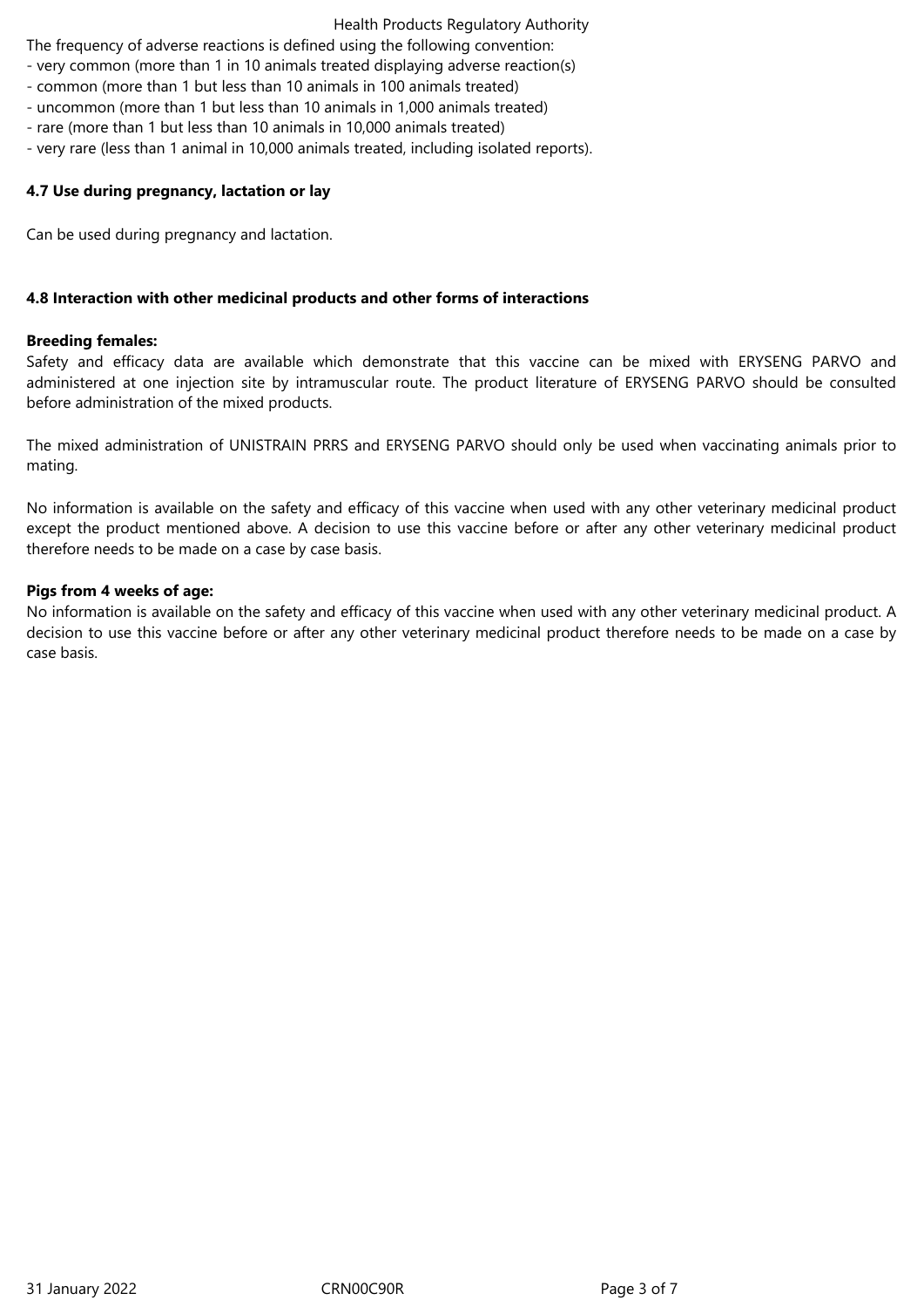The frequency of adverse reactions is defined using the following convention:
- very common (more than 1 in 10 animals treated displaying adverse reaction(s)
- common (more than 1 but less than 10 animals in 100 animals treated)
- uncommon (more than 1 but less than 10 animals in 1,000 animals treated)
- rare (more than 1 but less than 10 animals in 10,000 animals treated)
- very rare (less than 1 animal in 10,000 animals treated, including isolated reports).

**4.7 Use during pregnancy, lactation or lay**

Can be used during pregnancy and lactation.

**4.8 Interaction with other medicinal products and other forms of interactions**

**Breeding females:**
Safety and efficacy data are available which demonstrate that this vaccine can be mixed with ERYSENG PARVO and administered at one injection site by intramuscular route. The product literature of ERYSENG PARVO should be consulted before administration of the mixed products.

The mixed administration of UNISTRAIN PRRS and ERYSENG PARVO should only be used when vaccinating animals prior to mating.

No information is available on the safety and efficacy of this vaccine when used with any other veterinary medicinal product except the product mentioned above. A decision to use this vaccine before or after any other veterinary medicinal product therefore needs to be made on a case by case basis.

**Pigs from 4 weeks of age:**
No information is available on the safety and efficacy of this vaccine when used with any other veterinary medicinal product. A decision to use this vaccine before or after any other veterinary medicinal product therefore needs to be made on a case by case basis.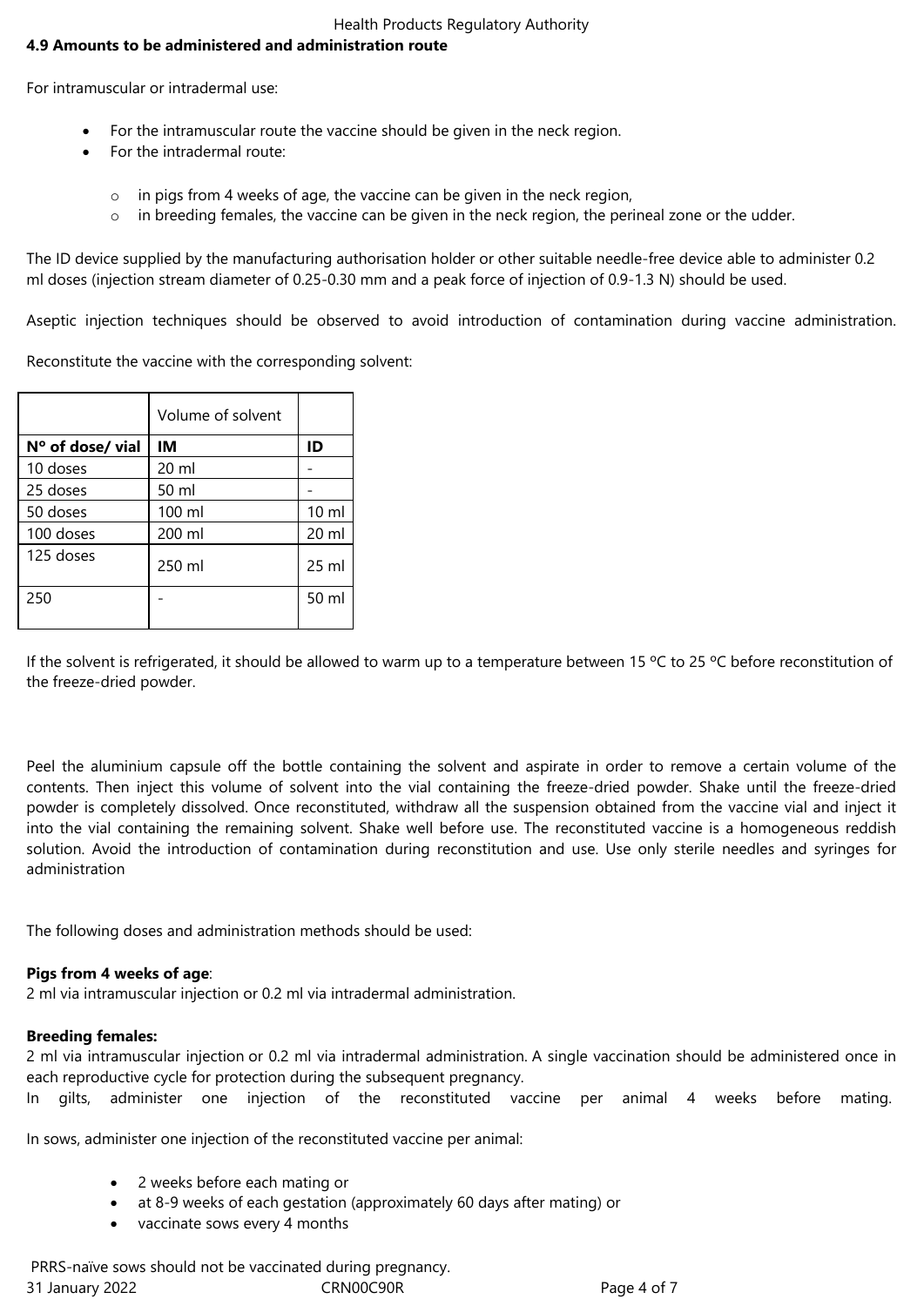### 4.9 Amounts to be administered and administration route

For intramuscular or intradermal use:

- For the intramuscular route the vaccine should be given in the neck region.
- For the intradermal route:
  - in pigs from 4 weeks of age, the vaccine can be given in the neck region,
  - in breeding females, the vaccine can be given in the neck region, the perineal zone or the udder.

The ID device supplied by the manufacturing authorisation holder or other suitable needle-free device able to administer 0.2 ml doses (injection stream diameter of 0.25-0.30 mm and a peak force of injection of 0.9-1.3 N) should be used.

Aseptic injection techniques should be observed to avoid introduction of contamination during vaccine administration.

Reconstitute the vaccine with the corresponding solvent:

| | Volume of solvent | |
|---|---|---|
| **Nº of dose/ vial** | **IM** | **ID** |
| 10 doses | 20 ml | - |
| 25 doses | 50 ml | - |
| 50 doses | 100 ml | 10 ml |
| 100 doses | 200 ml | 20 ml |
| 125 doses | 250 ml | 25 ml |
| 250 | - | 50 ml |

If the solvent is refrigerated, it should be allowed to warm up to a temperature between 15 ºC to 25 ºC before reconstitution of the freeze-dried powder.

Peel the aluminium capsule off the bottle containing the solvent and aspirate in order to remove a certain volume of the contents. Then inject this volume of solvent into the vial containing the freeze-dried powder. Shake until the freeze-dried powder is completely dissolved. Once reconstituted, withdraw all the suspension obtained from the vaccine vial and inject it into the vial containing the remaining solvent. Shake well before use. The reconstituted vaccine is a homogeneous reddish solution. Avoid the introduction of contamination during reconstitution and use. Use only sterile needles and syringes for administration

The following doses and administration methods should be used:

**Pigs from 4 weeks of age**:
2 ml via intramuscular injection or 0.2 ml via intradermal administration.

**Breeding females:**
2 ml via intramuscular injection or 0.2 ml via intradermal administration. A single vaccination should be administered once in each reproductive cycle for protection during the subsequent pregnancy.
In gilts, administer one injection of the reconstituted vaccine per animal 4 weeks before mating.

In sows, administer one injection of the reconstituted vaccine per animal:

- 2 weeks before each mating or
- at 8-9 weeks of each gestation (approximately 60 days after mating) or
- vaccinate sows every 4 months

PRRS-naïve sows should not be vaccinated during pregnancy.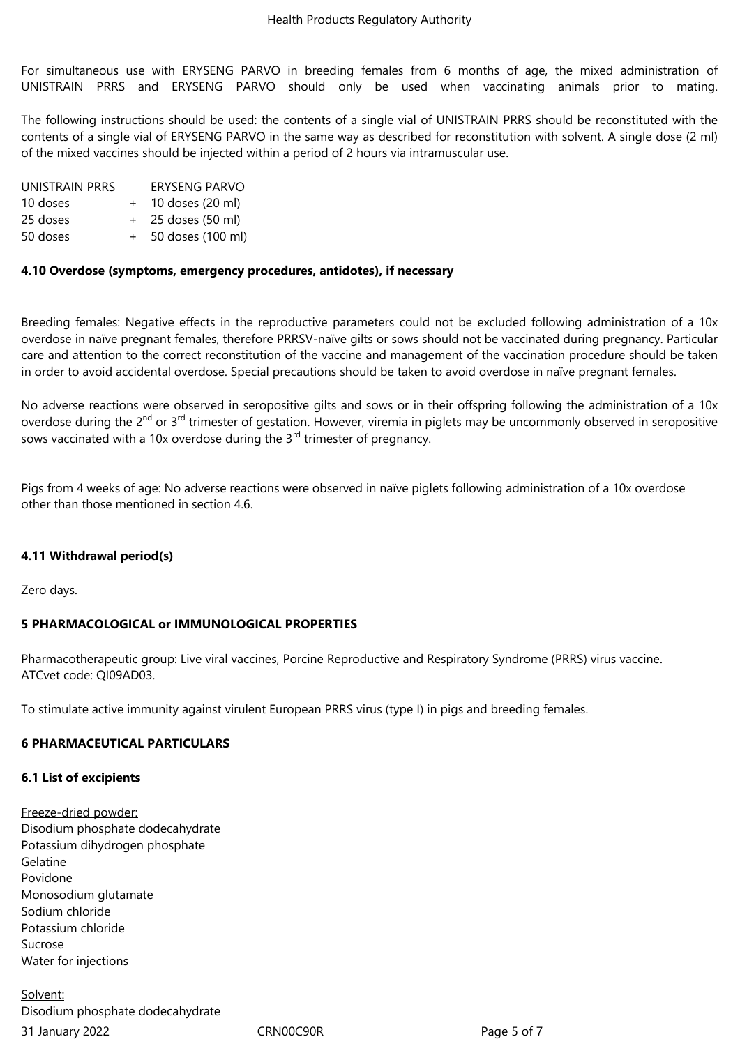For simultaneous use with ERYSENG PARVO in breeding females from 6 months of age, the mixed administration of UNISTRAIN PRRS and ERYSENG PARVO should only be used when vaccinating animals prior to mating.

The following instructions should be used: the contents of a single vial of UNISTRAIN PRRS should be reconstituted with the contents of a single vial of ERYSENG PARVO in the same way as described for reconstitution with solvent. A single dose (2 ml) of the mixed vaccines should be injected within a period of 2 hours via intramuscular use.

| UNISTRAIN PRRS | | ERYSENG PARVO |
|---|---|---|
| 10 doses | + | 10 doses (20 ml) |
| 25 doses | + | 25 doses (50 ml) |
| 50 doses | + | 50 doses (100 ml) |

### 4.10 Overdose (symptoms, emergency procedures, antidotes), if necessary

Breeding females: Negative effects in the reproductive parameters could not be excluded following administration of a 10x overdose in naïve pregnant females, therefore PRRSV-naïve gilts or sows should not be vaccinated during pregnancy. Particular care and attention to the correct reconstitution of the vaccine and management of the vaccination procedure should be taken in order to avoid accidental overdose. Special precautions should be taken to avoid overdose in naïve pregnant females.

No adverse reactions were observed in seropositive gilts and sows or in their offspring following the administration of a 10x overdose during the 2nd or 3rd trimester of gestation. However, viremia in piglets may be uncommonly observed in seropositive sows vaccinated with a 10x overdose during the 3rd trimester of pregnancy.

Pigs from 4 weeks of age: No adverse reactions were observed in naïve piglets following administration of a 10x overdose other than those mentioned in section 4.6.

### 4.11 Withdrawal period(s)

Zero days.

## 5 PHARMACOLOGICAL or IMMUNOLOGICAL PROPERTIES

Pharmacotherapeutic group: Live viral vaccines, Porcine Reproductive and Respiratory Syndrome (PRRS) virus vaccine.
ATCvet code: QI09AD03.

To stimulate active immunity against virulent European PRRS virus (type I) in pigs and breeding females.

## 6 PHARMACEUTICAL PARTICULARS

### 6.1 List of excipients

Freeze-dried powder:
Disodium phosphate dodecahydrate
Potassium dihydrogen phosphate
Gelatine
Povidone
Monosodium glutamate
Sodium chloride
Potassium chloride
Sucrose
Water for injections

Solvent:
Disodium phosphate dodecahydrate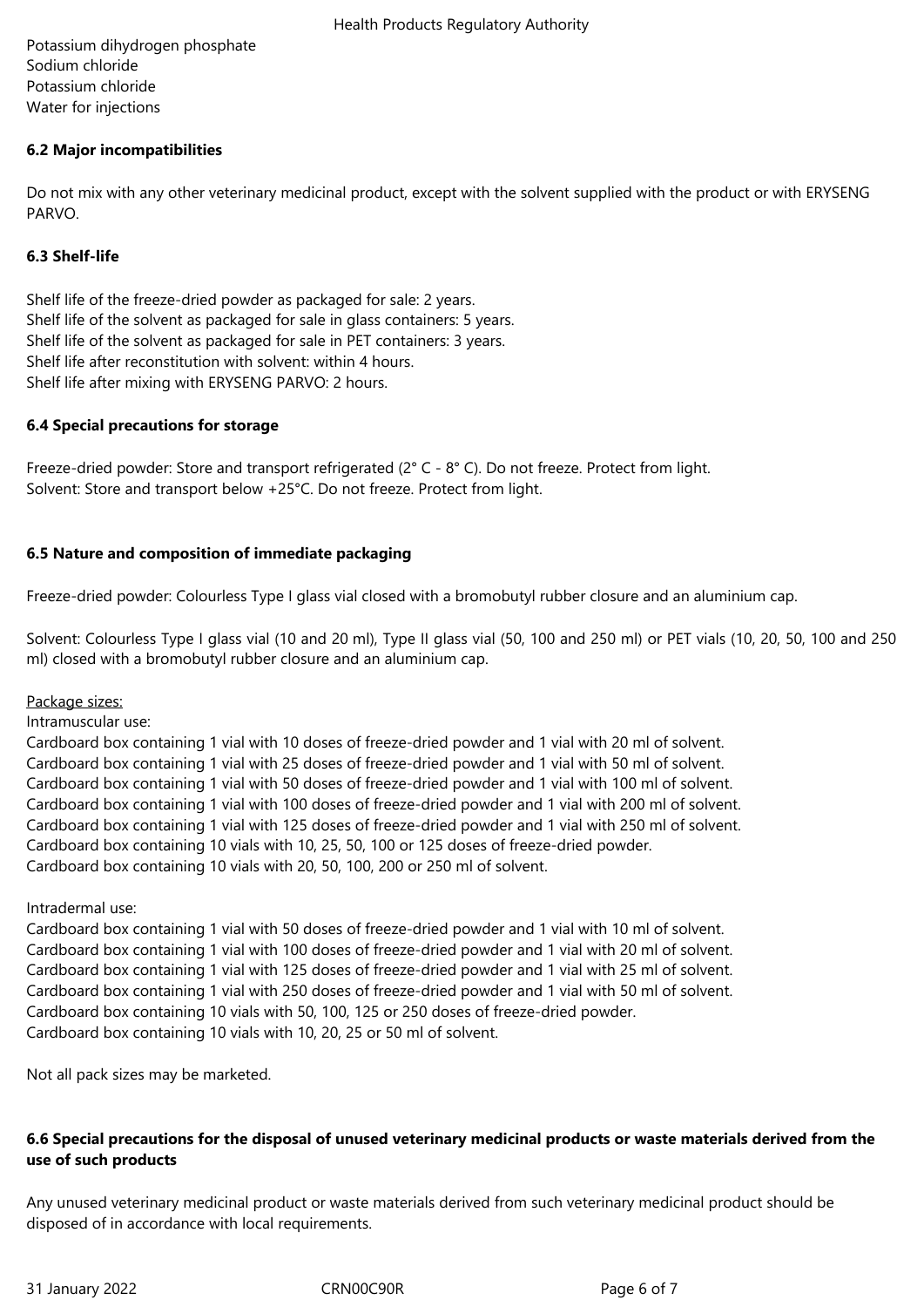Potassium dihydrogen phosphate
Sodium chloride
Potassium chloride
Water for injections

### 6.2 Major incompatibilities

Do not mix with any other veterinary medicinal product, except with the solvent supplied with the product or with ERYSENG PARVO.

### 6.3 Shelf-life

Shelf life of the freeze-dried powder as packaged for sale: 2 years.
Shelf life of the solvent as packaged for sale in glass containers: 5 years.
Shelf life of the solvent as packaged for sale in PET containers: 3 years.
Shelf life after reconstitution with solvent: within 4 hours.
Shelf life after mixing with ERYSENG PARVO: 2 hours.

### 6.4 Special precautions for storage

Freeze-dried powder: Store and transport refrigerated (2° C - 8° C). Do not freeze. Protect from light.
Solvent: Store and transport below +25°C. Do not freeze. Protect from light.

### 6.5 Nature and composition of immediate packaging

Freeze-dried powder: Colourless Type I glass vial closed with a bromobutyl rubber closure and an aluminium cap.

Solvent: Colourless Type I glass vial (10 and 20 ml), Type II glass vial (50, 100 and 250 ml) or PET vials (10, 20, 50, 100 and 250 ml) closed with a bromobutyl rubber closure and an aluminium cap.

Package sizes:
Intramuscular use:
Cardboard box containing 1 vial with 10 doses of freeze-dried powder and 1 vial with 20 ml of solvent.
Cardboard box containing 1 vial with 25 doses of freeze-dried powder and 1 vial with 50 ml of solvent.
Cardboard box containing 1 vial with 50 doses of freeze-dried powder and 1 vial with 100 ml of solvent.
Cardboard box containing 1 vial with 100 doses of freeze-dried powder and 1 vial with 200 ml of solvent.
Cardboard box containing 1 vial with 125 doses of freeze-dried powder and 1 vial with 250 ml of solvent.
Cardboard box containing 10 vials with 10, 25, 50, 100 or 125 doses of freeze-dried powder.
Cardboard box containing 10 vials with 20, 50, 100, 200 or 250 ml of solvent.

Intradermal use:
Cardboard box containing 1 vial with 50 doses of freeze-dried powder and 1 vial with 10 ml of solvent.
Cardboard box containing 1 vial with 100 doses of freeze-dried powder and 1 vial with 20 ml of solvent.
Cardboard box containing 1 vial with 125 doses of freeze-dried powder and 1 vial with 25 ml of solvent.
Cardboard box containing 1 vial with 250 doses of freeze-dried powder and 1 vial with 50 ml of solvent.
Cardboard box containing 10 vials with 50, 100, 125 or 250 doses of freeze-dried powder.
Cardboard box containing 10 vials with 10, 20, 25 or 50 ml of solvent.

Not all pack sizes may be marketed.

### 6.6 Special precautions for the disposal of unused veterinary medicinal products or waste materials derived from the use of such products

Any unused veterinary medicinal product or waste materials derived from such veterinary medicinal product should be disposed of in accordance with local requirements.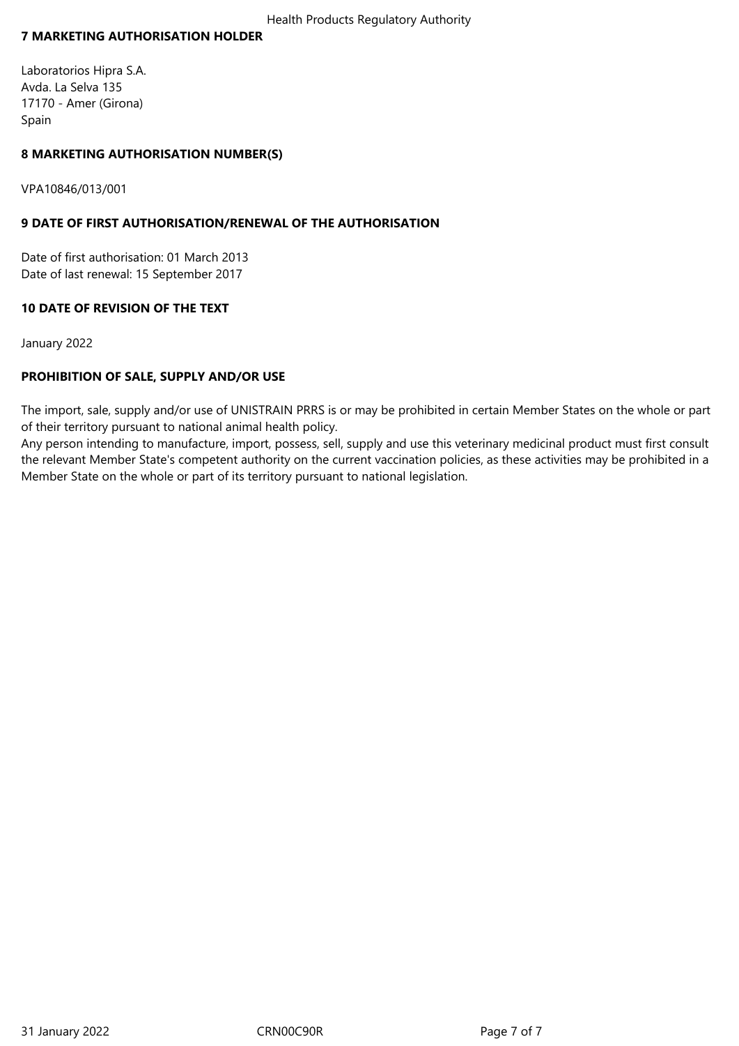## 7 MARKETING AUTHORISATION HOLDER

Laboratorios Hipra S.A.
Avda. La Selva 135
17170 - Amer (Girona)
Spain

## 8 MARKETING AUTHORISATION NUMBER(S)

VPA10846/013/001

## 9 DATE OF FIRST AUTHORISATION/RENEWAL OF THE AUTHORISATION

Date of first authorisation: 01 March 2013
Date of last renewal: 15 September 2017

## 10 DATE OF REVISION OF THE TEXT

January 2022

## PROHIBITION OF SALE, SUPPLY AND/OR USE

The import, sale, supply and/or use of UNISTRAIN PRRS is or may be prohibited in certain Member States on the whole or part of their territory pursuant to national animal health policy.
Any person intending to manufacture, import, possess, sell, supply and use this veterinary medicinal product must first consult the relevant Member State's competent authority on the current vaccination policies, as these activities may be prohibited in a Member State on the whole or part of its territory pursuant to national legislation.